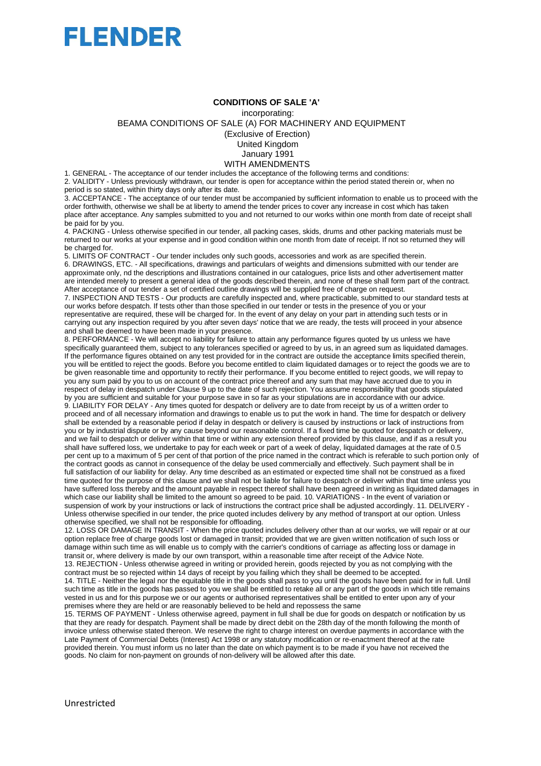FLENDER

**CONDITIONS OF SALE 'A'**

incorporating:

BEAMA CONDITIONS OF SALE (A) FOR MACHINERY AND EQUIPMENT

(Exclusive of Erection)

United Kingdom

January 1991

WITH AMENDMENTS

1. GENERAL - The acceptance of our tender includes the acceptance of the following terms and conditions:

2. VALIDITY - Unless previously withdrawn, our tender is open for acceptance within the period stated therein or, when no period is so stated, within thirty days only after its date.

3. ACCEPTANCE - The acceptance of our tender must be accompanied by sufficient information to enable us to proceed with the order forthwith, otherwise we shall be at liberty to amend the tender prices to cover any increase in cost which has taken place after acceptance. Any samples submitted to you and not returned to our works within one month from date of receipt shall be paid for by you.

4. PACKING - Unless otherwise specified in our tender, all packing cases, skids, drums and other packing materials must be returned to our works at your expense and in good condition within one month from date of receipt. If not so returned they will be charged for.

5. LIMITS OF CONTRACT - Our tender includes only such goods, accessories and work as are specified therein.

6. DRAWINGS, ETC. - All specifications, drawings and particulars of weights and dimensions submitted with our tender are approximate only, nd the descriptions and illustrations contained in our catalogues, price lists and other advertisement matter are intended merely to present a general idea of the goods described therein, and none of these shall form part of the contract. After acceptance of our tender a set of certified outline drawings will be supplied free of charge on request.

7. INSPECTION AND TESTS - Our products are carefully inspected and, where practicable, submitted to our standard tests at our works before despatch. If tests other than those specified in our tender or tests in the presence of you or your representative are required, these will be charged for. In the event of any delay on your part in attending such tests or in carrying out any inspection required by you after seven days' notice that we are ready, the tests will proceed in your absence and shall be deemed to have been made in your presence.

8. PERFORMANCE - We will accept no liability for failure to attain any performance figures quoted by us unless we have specifically guaranteed them, subject to any tolerances specified or agreed to by us, in an agreed sum as liquidated damages. If the performance figures obtained on any test provided for in the contract are outside the acceptance limits specified therein, you will be entitled to reject the goods. Before you become entitled to claim liquidated damages or to reject the goods we are to be given reasonable time and opportunity to rectify their performance. If you become entitled to reject goods, we will repay to you any sum paid by you to us on account of the contract price thereof and any sum that may have accrued due to you in respect of delay in despatch under Clause 9 up to the date of such rejection. You assume responsibility that goods stipulated by you are sufficient and suitable for your purpose save in so far as your stipulations are in accordance with our advice.

9. LIABILITY FOR DELAY - Any times quoted for despatch or delivery are to date from receipt by us of a written order to proceed and of all necessary information and drawings to enable us to put the work in hand. The time for despatch or delivery shall be extended by a reasonable period if delay in despatch or delivery is caused by instructions or lack of instructions from you or by industrial dispute or by any cause beyond our reasonable control. If a fixed time be quoted for despatch or delivery, and we fail to despatch or deliver within that time or within any extension thereof provided by this clause, and if as a result you shall have suffered loss, we undertake to pay for each week or part of a week of delay, liquidated damages at the rate of 0.5 per cent up to a maximum of 5 per cent of that portion of the price named in the contract which is referable to such portion only of the contract goods as cannot in consequence of the delay be used commercially and effectively. Such payment shall be in full satisfaction of our liability for delay. Any time described as an estimated or expected time shall not be construed as a fixed time quoted for the purpose of this clause and we shall not be liable for failure to despatch or deliver within that time unless you have suffered loss thereby and the amount payable in respect thereof shall have been agreed in writing as liquidated damages in which case our liability shall be limited to the amount so agreed to be paid. 10. VARIATIONS - In the event of variation or suspension of work by your instructions or lack of instructions the contract price shall be adjusted accordingly. 11. DELIVERY - Unless otherwise specified in our tender, the price quoted includes delivery by any method of transport at our option. Unless otherwise specified, we shall not be responsible for offloading.

12. LOSS OR DAMAGE IN TRANSIT - When the price quoted includes delivery other than at our works, we will repair or at our option replace free of charge goods lost or damaged in transit; provided that we are given written notification of such loss or damage within such time as will enable us to comply with the carrier's conditions of carriage as affecting loss or damage in transit or, where delivery is made by our own transport, within a reasonable time after receipt of the Advice Note.

13. REJECTION - Unless otherwise agreed in writing or provided herein, goods rejected by you as not complying with the contract must be so rejected within 14 days of receipt by you failing which they shall be deemed to be accepted.

14. TITLE - Neither the legal nor the equitable title in the goods shall pass to you until the goods have been paid for in full. Until such time as title in the goods has passed to you we shall be entitled to retake all or any part of the goods in which title remains vested in us and for this purpose we or our agents or authorised representatives shall be entitled to enter upon any of your premises where they are held or are reasonably believed to be held and repossess the same

15. TERMS OF PAYMENT - Unless otherwise agreed, payment in full shall be due for goods on despatch or notification by us that they are ready for despatch. Payment shall be made by direct debit on the 28th day of the month following the month of invoice unless otherwise stated thereon. We reserve the right to charge interest on overdue payments in accordance with the Late Payment of Commercial Debts (Interest) Act 1998 or any statutory modification or re-enactment thereof at the rate provided therein. You must inform us no later than the date on which payment is to be made if you have not received the goods. No claim for non-payment on grounds of non-delivery will be allowed after this date.

Unrestricted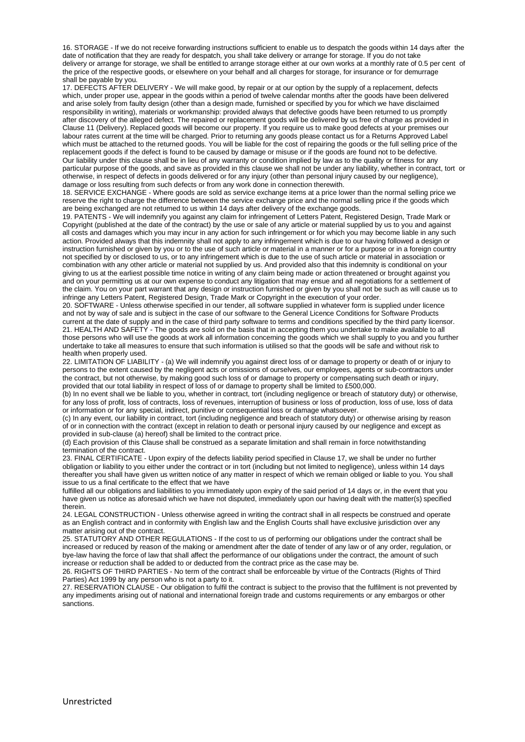16. STORAGE - If we do not receive forwarding instructions sufficient to enable us to despatch the goods within 14 days after the date of notification that they are ready for despatch, you shall take delivery or arrange for storage. If you do not take delivery or arrange for storage, we shall be entitled to arrange storage either at our own works at a monthly rate of 0.5 per cent of the price of the respective goods, or elsewhere on your behalf and all charges for storage, for insurance or for demurrage shall be payable by you.

17. DEFECTS AFTER DELIVERY - We will make good, by repair or at our option by the supply of a replacement, defects which, under proper use, appear in the goods within a period of twelve calendar months after the goods have been delivered and arise solely from faulty design (other than a design made, furnished or specified by you for which we have disclaimed responsibility in writing), materials or workmanship: provided always that defective goods have been returned to us promptly after discovery of the alleged defect. The repaired or replacement goods will be delivered by us free of charge as provided in Clause 11 (Delivery). Replaced goods will become our property. If you require us to make good defects at your premises our labour rates current at the time will be charged. Prior to returning any goods please contact us for a Returns Approved Label which must be attached to the returned goods. You will be liable for the cost of repairing the goods or the full selling price of the replacement goods if the defect is found to be caused by damage or misuse or if the goods are found not to be defective. Our liability under this clause shall be in lieu of any warranty or condition implied by law as to the quality or fitness for any particular purpose of the goods, and save as provided in this clause we shall not be under any liability, whether in contract, tort or otherwise, in respect of defects in goods delivered or for any injury (other than personal injury caused by our negligence), damage or loss resulting from such defects or from any work done in connection therewith.

18. SERVICE EXCHANGE - Where goods are sold as service exchange items at a price lower than the normal selling price we reserve the right to charge the difference between the service exchange price and the normal selling price if the goods which are being exchanged are not returned to us within 14 days after delivery of the exchange goods.

19. PATENTS - We will indemnify you against any claim for infringement of Letters Patent, Registered Design, Trade Mark or Copyright (published at the date of the contract) by the use or sale of any article or material supplied by us to you and against all costs and damages which you may incur in any action for such infringement or for which you may become liable in any such action. Provided always that this indemnity shall not apply to any infringement which is due to our having followed a design or instruction furnished or given by you or to the use of such article or material in a manner or for a purpose or in a foreign country not specified by or disclosed to us, or to any infringement which is due to the use of such article or material in association or combination with any other article or material not supplied by us. And provided also that this indemnity is conditional on your giving to us at the earliest possible time notice in writing of any claim being made or action threatened or brought against you and on your permitting us at our own expense to conduct any litigation that may ensue and all negotiations for a settlement of the claim. You on your part warrant that any design or instruction furnished or given by you shall not be such as will cause us to infringe any Letters Patent, Registered Design, Trade Mark or Copyright in the execution of your order.

20. SOFTWARE - Unless otherwise specified in our tender, all software supplied in whatever form is supplied under licence and not by way of sale and is subject in the case of our software to the General Licence Conditions for Software Products current at the date of supply and in the case of third party software to terms and conditions specified by the third party licensor.

21. HEALTH AND SAFETY - The goods are sold on the basis that in accepting them you undertake to make available to all those persons who will use the goods at work all information concerning the goods which we shall supply to you and you further undertake to take all measures to ensure that such information is utilised so that the goods will be safe and without risk to health when properly used.

22. LIMITATION OF LIABILITY - (a) We will indemnify you against direct loss of or damage to property or death of or injury to persons to the extent caused by the negligent acts or omissions of ourselves, our employees, agents or sub-contractors under the contract, but not otherwise, by making good such loss of or damage to property or compensating such death or injury, provided that our total liability in respect of loss of or damage to property shall be limited to £500,000.

(b) In no event shall we be liable to you, whether in contract, tort (including negligence or breach of statutory duty) or otherwise, for any loss of profit, loss of contracts, loss of revenues, interruption of business or loss of production, loss of use, loss of data or information or for any special, indirect, punitive or consequential loss or damage whatsoever.

(c) In any event, our liability in contract, tort (including negligence and breach of statutory duty) or otherwise arising by reason of or in connection with the contract (except in relation to death or personal injury caused by our negligence and except as provided in sub-clause (a) hereof) shall be limited to the contract price.

(d) Each provision of this Clause shall be construed as a separate limitation and shall remain in force notwithstanding termination of the contract.

23. FINAL CERTIFICATE - Upon expiry of the defects liability period specified in Clause 17, we shall be under no further obligation or liability to you either under the contract or in tort (including but not limited to negligence), unless within 14 days thereafter you shall have given us written notice of any matter in respect of which we remain obliged or liable to you. You shall issue to us a final certificate to the effect that we have fulfilled all our obligations and liabilities to you immediately upon expiry of the said period of 14 days or, in the event that you have given us notice as aforesaid which we have not disputed, immediately upon our having dealt with the matter(s) specified therein.

24. LEGAL CONSTRUCTION - Unless otherwise agreed in writing the contract shall in all respects be construed and operate as an English contract and in conformity with English law and the English Courts shall have exclusive jurisdiction over any matter arising out of the contract.

25. STATUTORY AND OTHER REGULATIONS - If the cost to us of performing our obligations under the contract shall be increased or reduced by reason of the making or amendment after the date of tender of any law or of any order, regulation, or bye-law having the force of law that shall affect the performance of our obligations under the contract, the amount of such increase or reduction shall be added to or deducted from the contract price as the case may be.

26. RIGHTS OF THIRD PARTIES - No term of the contract shall be enforceable by virtue of the Contracts (Rights of Third Parties) Act 1999 by any person who is not a party to it.

27. RESERVATION CLAUSE - Our obligation to fulfil the contract is subject to the proviso that the fulfilment is not prevented by any impediments arising out of national and international foreign trade and customs requirements or any embargos or other sanctions.